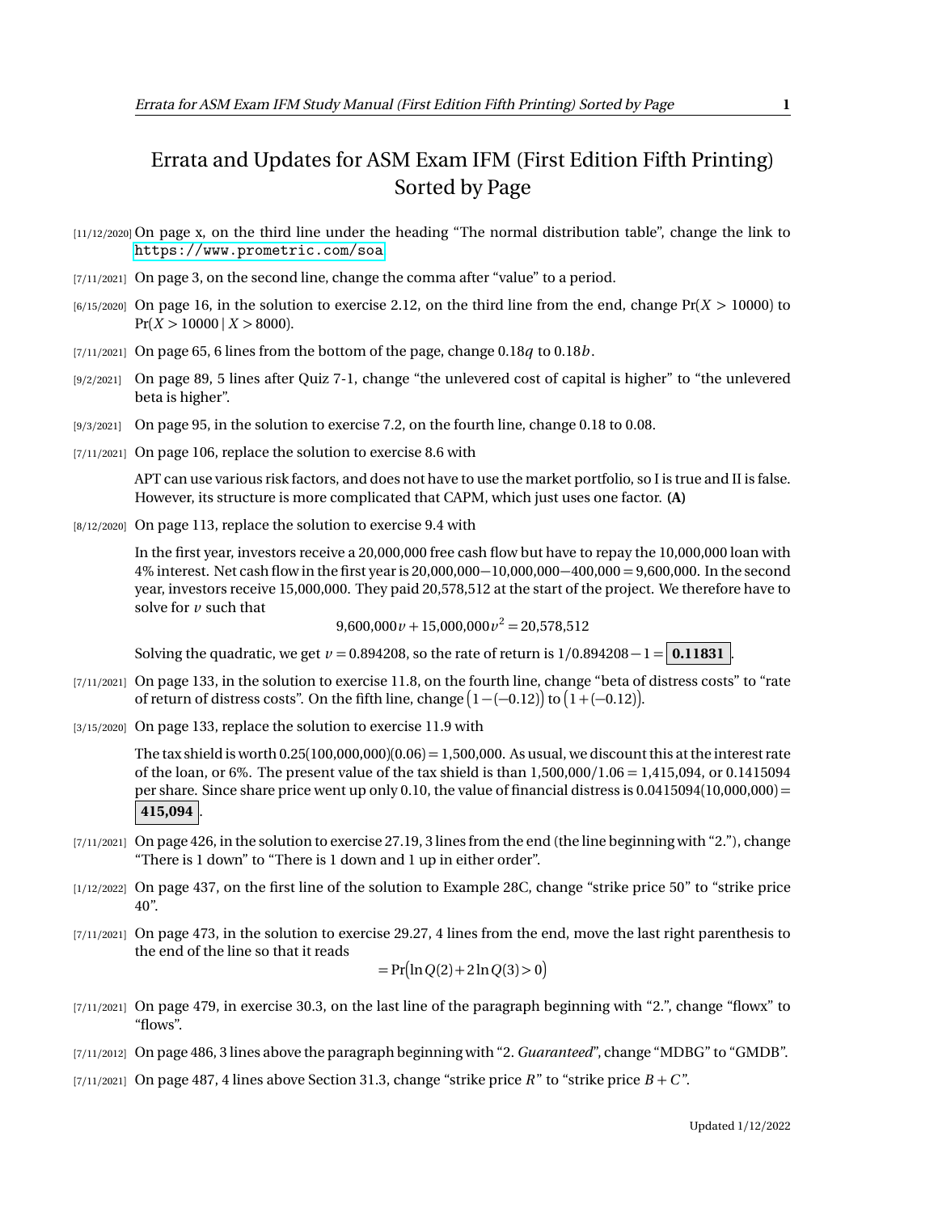# Errata and Updates for ASM Exam IFM (First Edition Fifth Printing) Sorted by Page

[11/12/2020] On page x, on the third line under the heading "The normal distribution table", change the link to https://www.prometric.com/soa

[7/11/2021] On page 3, on the second line, change the comma after "value" to a period.

[6/15/2020] On page 16, in the solution to exercise 2.12, on the third line from the end, change $\Pr(X > 10000)$ to $\Pr(X > 10000 \mid X > 8000)$.

[7/11/2021] On page 65, 6 lines from the bottom of the page, change $0.18q$ to $0.18b$.

[9/2/2021] On page 89, 5 lines after Quiz 7-1, change "the unlevered cost of capital is higher" to "the unlevered beta is higher".

[9/3/2021] On page 95, in the solution to exercise 7.2, on the fourth line, change 0.18 to 0.08.

[7/11/2021] On page 106, replace the solution to exercise 8.6 with

> APT can use various risk factors, and does not have to use the market portfolio, so I is true and II is false. However, its structure is more complicated that CAPM, which just uses one factor. **(A)**

[8/12/2020] On page 113, replace the solution to exercise 9.4 with

> In the first year, investors receive a 20,000,000 free cash flow but have to repay the 10,000,000 loan with 4% interest. Net cash flow in the first year is $20{,}000{,}000 - 10{,}000{,}000 - 400{,}000 = 9{,}600{,}000$. In the second year, investors receive 15,000,000. They paid 20,578,512 at the start of the project. We therefore have to solve for $v$ such that
>
> $$9{,}600{,}000v + 15{,}000{,}000v^2 = 20{,}578{,}512$$
>
> Solving the quadratic, we get $v = 0.894208$, so the rate of return is $1/0.894208 - 1 = \boxed{\mathbf{0.11831}}$.

[7/11/2021] On page 133, in the solution to exercise 11.8, on the fourth line, change "beta of distress costs" to "rate of return of distress costs". On the fifth line, change $\big(1-(-0.12)\big)$ to $\big(1+(-0.12)\big)$.

[3/15/2020] On page 133, replace the solution to exercise 11.9 with

> The tax shield is worth $0.25(100{,}000{,}000)(0.06) = 1{,}500{,}000$. As usual, we discount this at the interest rate of the loan, or 6%. The present value of the tax shield is than $1{,}500{,}000/1.06 = 1{,}415{,}094$, or 0.1415094 per share. Since share price went up only 0.10, the value of financial distress is $0.0415094(10{,}000{,}000) = \boxed{\mathbf{415{,}094}}$.

[7/11/2021] On page 426, in the solution to exercise 27.19, 3 lines from the end (the line beginning with "2."), change "There is 1 down" to "There is 1 down and 1 up in either order".

[1/12/2022] On page 437, on the first line of the solution to Example 28C, change "strike price 50" to "strike price 40".

[7/11/2021] On page 473, in the solution to exercise 29.27, 4 lines from the end, move the last right parenthesis to the end of the line so that it reads

$$= \Pr\big(\ln Q(2) + 2\ln Q(3) > 0\big)$$

[7/11/2021] On page 479, in exercise 30.3, on the last line of the paragraph beginning with "2.", change "flowx" to "flows".

[7/11/2012] On page 486, 3 lines above the paragraph beginning with "2. *Guaranteed*", change "MDBG" to "GMDB".

[7/11/2021] On page 487, 4 lines above Section 31.3, change "strike price $R$" to "strike price $B + C$".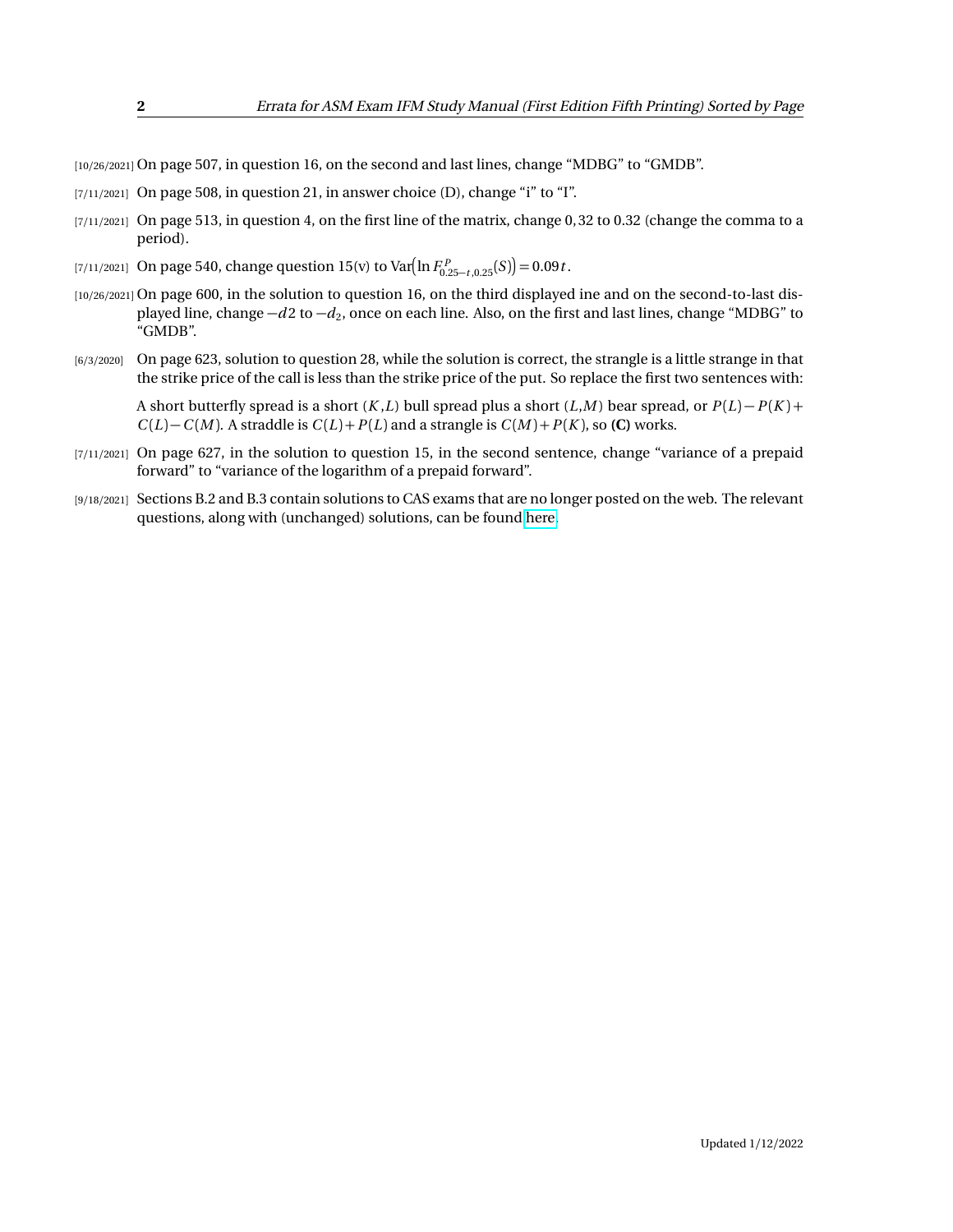[10/26/2021] On page 507, in question 16, on the second and last lines, change “MDBG” to “GMDB”.

[7/11/2021] On page 508, in question 21, in answer choice (D), change “i” to “I”.

[7/11/2021] On page 513, in question 4, on the first line of the matrix, change 0,32 to 0.32 (change the comma to a period).

[7/11/2021] On page 540, change question 15(v) to $\operatorname{Var}\bigl(\ln F^P_{0.25-t,0.25}(S)\bigr) = 0.09t$.

[10/26/2021] On page 600, in the solution to question 16, on the third displayed ine and on the second-to-last displayed line, change $-d2$ to $-d_2$, once on each line. Also, on the first and last lines, change “MDBG” to “GMDB”.

[6/3/2020] On page 623, solution to question 28, while the solution is correct, the strangle is a little strange in that the strike price of the call is less than the strike price of the put. So replace the first two sentences with:

> A short butterfly spread is a short $(K,L)$ bull spread plus a short $(L,M)$ bear spread, or $P(L)-P(K)+C(L)-C(M)$. A straddle is $C(L)+P(L)$ and a strangle is $C(M)+P(K)$, so **(C)** works.

[7/11/2021] On page 627, in the solution to question 15, in the second sentence, change “variance of a prepaid forward” to “variance of the logarithm of a prepaid forward”.

[9/18/2021] Sections B.2 and B.3 contain solutions to CAS exams that are no longer posted on the web. The relevant questions, along with (unchanged) solutions, can be found here.